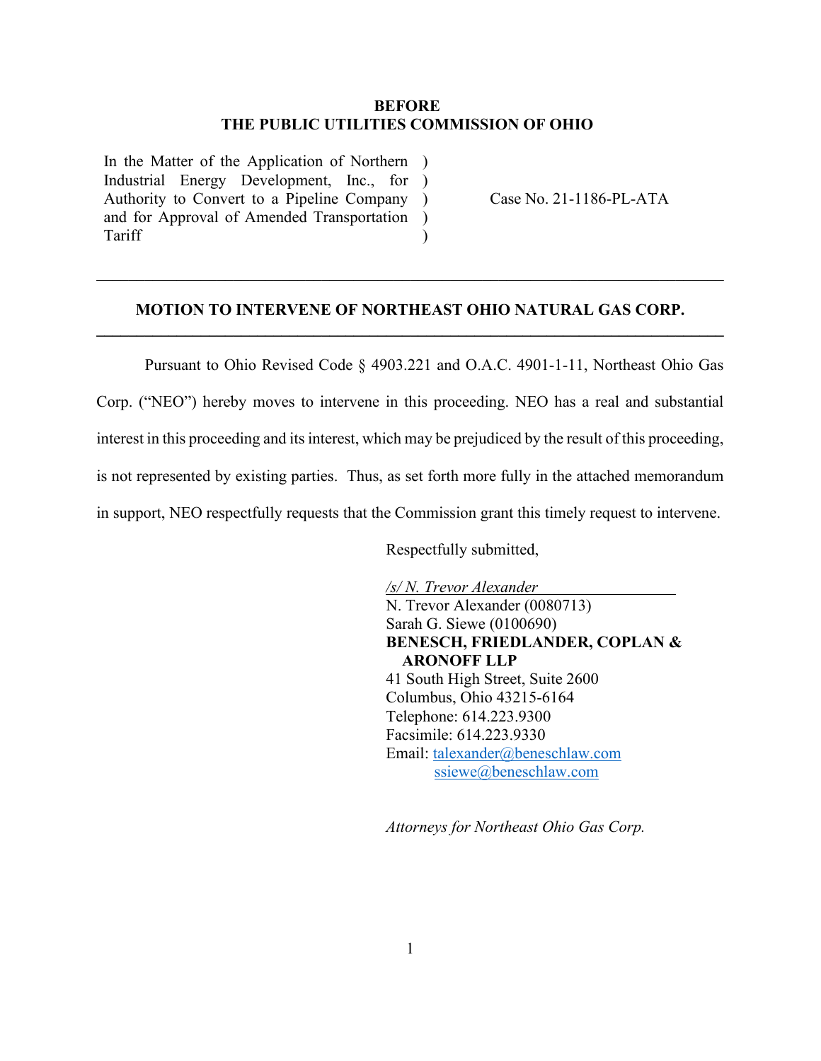**BEFORE**
**THE PUBLIC UTILITIES COMMISSION OF OHIO**

| | | |
|---|---|---|
| In the Matter of the Application of Northern Industrial Energy Development, Inc., for Authority to Convert to a Pipeline Company and for Approval of Amended Transportation Tariff | ) ) ) ) ) | Case No. 21-1186-PL-ATA |

---

**MOTION TO INTERVENE OF NORTHEAST OHIO NATURAL GAS CORP.**

---

Pursuant to Ohio Revised Code § 4903.221 and O.A.C. 4901-1-11, Northeast Ohio Gas Corp. ("NEO") hereby moves to intervene in this proceeding. NEO has a real and substantial interest in this proceeding and its interest, which may be prejudiced by the result of this proceeding, is not represented by existing parties. Thus, as set forth more fully in the attached memorandum in support, NEO respectfully requests that the Commission grant this timely request to intervene.

Respectfully submitted,

*/s/ N. Trevor Alexander*
N. Trevor Alexander (0080713)
Sarah G. Siewe (0100690)
**BENESCH, FRIEDLANDER, COPLAN & ARONOFF LLP**
41 South High Street, Suite 2600
Columbus, Ohio 43215-6164
Telephone: 614.223.9300
Facsimile: 614.223.9330
Email: talexander@beneschlaw.com
ssiewe@beneschlaw.com

*Attorneys for Northeast Ohio Gas Corp.*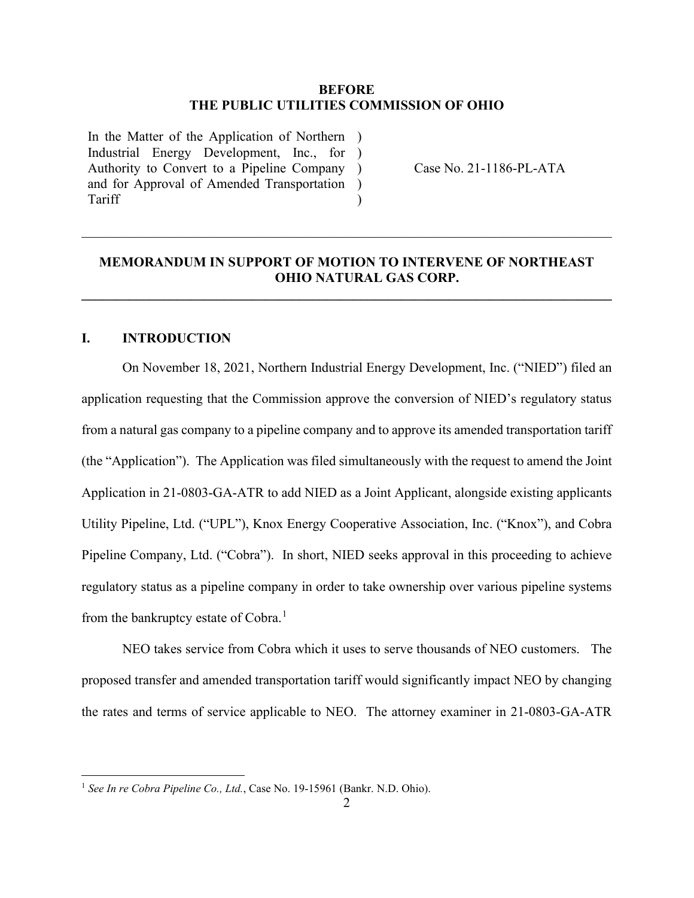**BEFORE**
**THE PUBLIC UTILITIES COMMISSION OF OHIO**

| | | |
|---|---|---|
| In the Matter of the Application of Northern Industrial Energy Development, Inc., for Authority to Convert to a Pipeline Company and for Approval of Amended Transportation Tariff | ) ) ) ) ) | Case No. 21-1186-PL-ATA |

---

**MEMORANDUM IN SUPPORT OF MOTION TO INTERVENE OF NORTHEAST OHIO NATURAL GAS CORP.**

---

## I. INTRODUCTION

On November 18, 2021, Northern Industrial Energy Development, Inc. ("NIED") filed an application requesting that the Commission approve the conversion of NIED's regulatory status from a natural gas company to a pipeline company and to approve its amended transportation tariff (the "Application"). The Application was filed simultaneously with the request to amend the Joint Application in 21-0803-GA-ATR to add NIED as a Joint Applicant, alongside existing applicants Utility Pipeline, Ltd. ("UPL"), Knox Energy Cooperative Association, Inc. ("Knox"), and Cobra Pipeline Company, Ltd. ("Cobra"). In short, NIED seeks approval in this proceeding to achieve regulatory status as a pipeline company in order to take ownership over various pipeline systems from the bankruptcy estate of Cobra.[1]

NEO takes service from Cobra which it uses to serve thousands of NEO customers. The proposed transfer and amended transportation tariff would significantly impact NEO by changing the rates and terms of service applicable to NEO. The attorney examiner in 21-0803-GA-ATR

---

[1] *See In re Cobra Pipeline Co., Ltd.*, Case No. 19-15961 (Bankr. N.D. Ohio).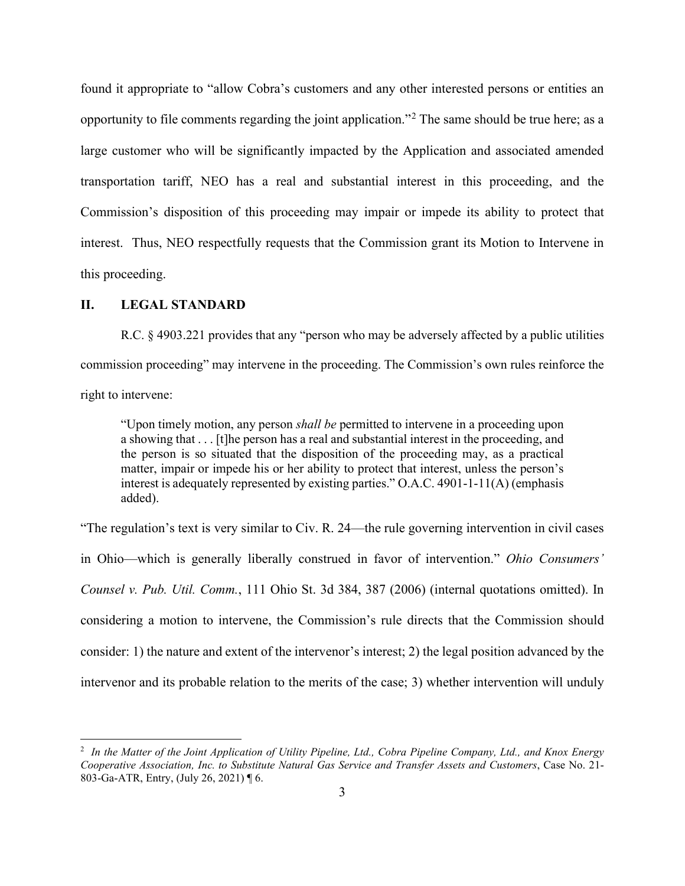found it appropriate to "allow Cobra's customers and any other interested persons or entities an opportunity to file comments regarding the joint application."[2] The same should be true here; as a large customer who will be significantly impacted by the Application and associated amended transportation tariff, NEO has a real and substantial interest in this proceeding, and the Commission's disposition of this proceeding may impair or impede its ability to protect that interest. Thus, NEO respectfully requests that the Commission grant its Motion to Intervene in this proceeding.

## II. LEGAL STANDARD

R.C. § 4903.221 provides that any "person who may be adversely affected by a public utilities commission proceeding" may intervene in the proceeding. The Commission's own rules reinforce the right to intervene:

> "Upon timely motion, any person *shall be* permitted to intervene in a proceeding upon a showing that . . . [t]he person has a real and substantial interest in the proceeding, and the person is so situated that the disposition of the proceeding may, as a practical matter, impair or impede his or her ability to protect that interest, unless the person's interest is adequately represented by existing parties." O.A.C. 4901-1-11(A) (emphasis added).

"The regulation's text is very similar to Civ. R. 24—the rule governing intervention in civil cases in Ohio—which is generally liberally construed in favor of intervention." *Ohio Consumers' Counsel v. Pub. Util. Comm.*, 111 Ohio St. 3d 384, 387 (2006) (internal quotations omitted). In considering a motion to intervene, the Commission's rule directs that the Commission should consider: 1) the nature and extent of the intervenor's interest; 2) the legal position advanced by the intervenor and its probable relation to the merits of the case; 3) whether intervention will unduly

---

[2] *In the Matter of the Joint Application of Utility Pipeline, Ltd., Cobra Pipeline Company, Ltd., and Knox Energy Cooperative Association, Inc. to Substitute Natural Gas Service and Transfer Assets and Customers*, Case No. 21-803-Ga-ATR, Entry, (July 26, 2021) ¶ 6.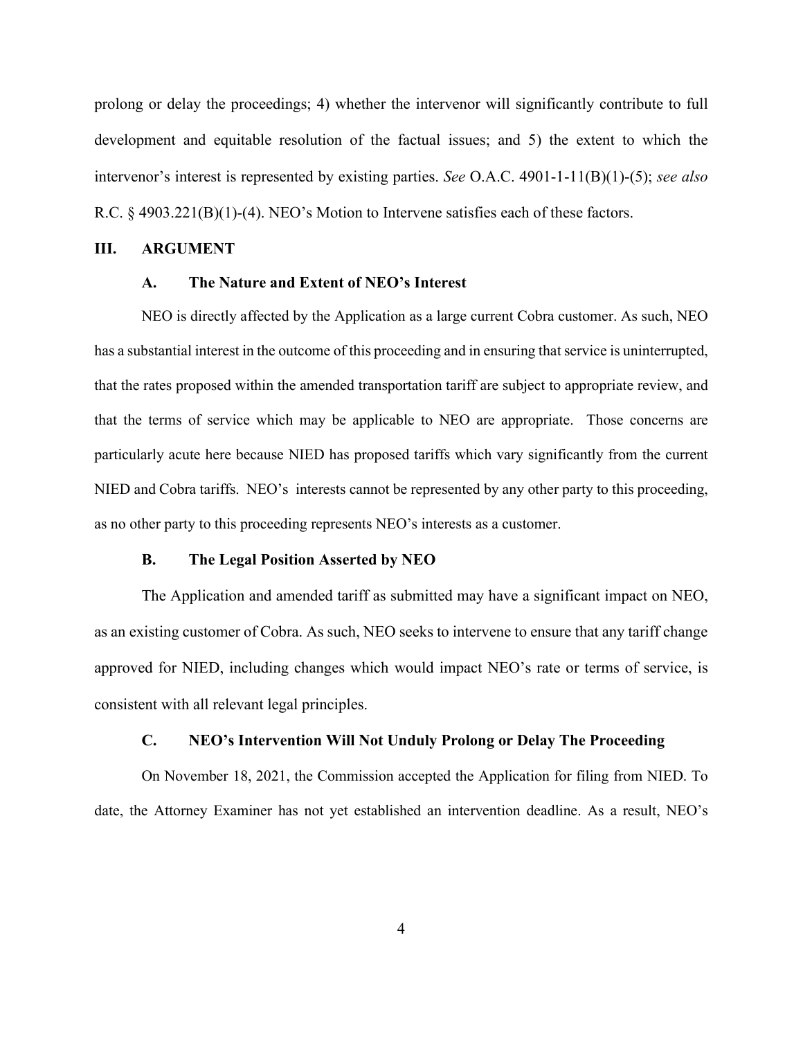prolong or delay the proceedings; 4) whether the intervenor will significantly contribute to full development and equitable resolution of the factual issues; and 5) the extent to which the intervenor's interest is represented by existing parties. *See* O.A.C. 4901-1-11(B)(1)-(5); *see also* R.C. § 4903.221(B)(1)-(4). NEO's Motion to Intervene satisfies each of these factors.

## III. ARGUMENT

### A. The Nature and Extent of NEO's Interest

NEO is directly affected by the Application as a large current Cobra customer. As such, NEO has a substantial interest in the outcome of this proceeding and in ensuring that service is uninterrupted, that the rates proposed within the amended transportation tariff are subject to appropriate review, and that the terms of service which may be applicable to NEO are appropriate. Those concerns are particularly acute here because NIED has proposed tariffs which vary significantly from the current NIED and Cobra tariffs. NEO's interests cannot be represented by any other party to this proceeding, as no other party to this proceeding represents NEO's interests as a customer.

### B. The Legal Position Asserted by NEO

The Application and amended tariff as submitted may have a significant impact on NEO, as an existing customer of Cobra. As such, NEO seeks to intervene to ensure that any tariff change approved for NIED, including changes which would impact NEO's rate or terms of service, is consistent with all relevant legal principles.

### C. NEO's Intervention Will Not Unduly Prolong or Delay The Proceeding

On November 18, 2021, the Commission accepted the Application for filing from NIED. To date, the Attorney Examiner has not yet established an intervention deadline. As a result, NEO's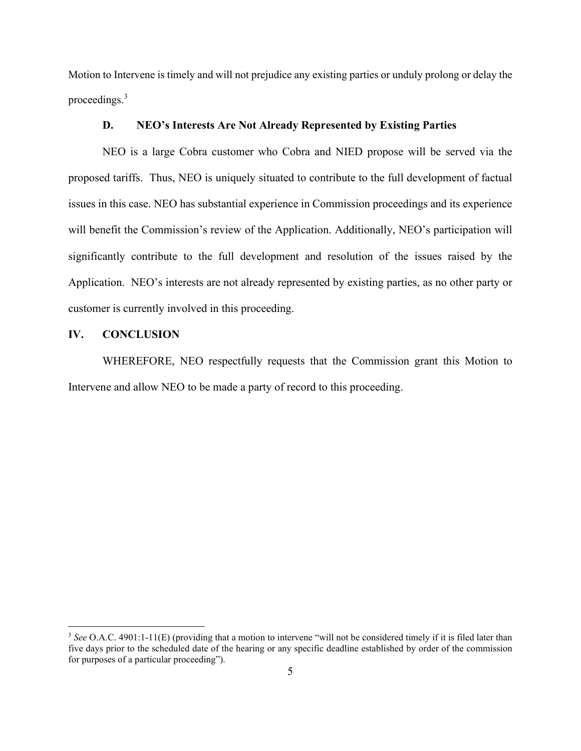Motion to Intervene is timely and will not prejudice any existing parties or unduly prolong or delay the proceedings.[3]

### D. NEO's Interests Are Not Already Represented by Existing Parties

NEO is a large Cobra customer who Cobra and NIED propose will be served via the proposed tariffs. Thus, NEO is uniquely situated to contribute to the full development of factual issues in this case. NEO has substantial experience in Commission proceedings and its experience will benefit the Commission's review of the Application. Additionally, NEO's participation will significantly contribute to the full development and resolution of the issues raised by the Application. NEO's interests are not already represented by existing parties, as no other party or customer is currently involved in this proceeding.

## IV. CONCLUSION

WHEREFORE, NEO respectfully requests that the Commission grant this Motion to Intervene and allow NEO to be made a party of record to this proceeding.

---

[3] *See* O.A.C. 4901:1-11(E) (providing that a motion to intervene "will not be considered timely if it is filed later than five days prior to the scheduled date of the hearing or any specific deadline established by order of the commission for purposes of a particular proceeding").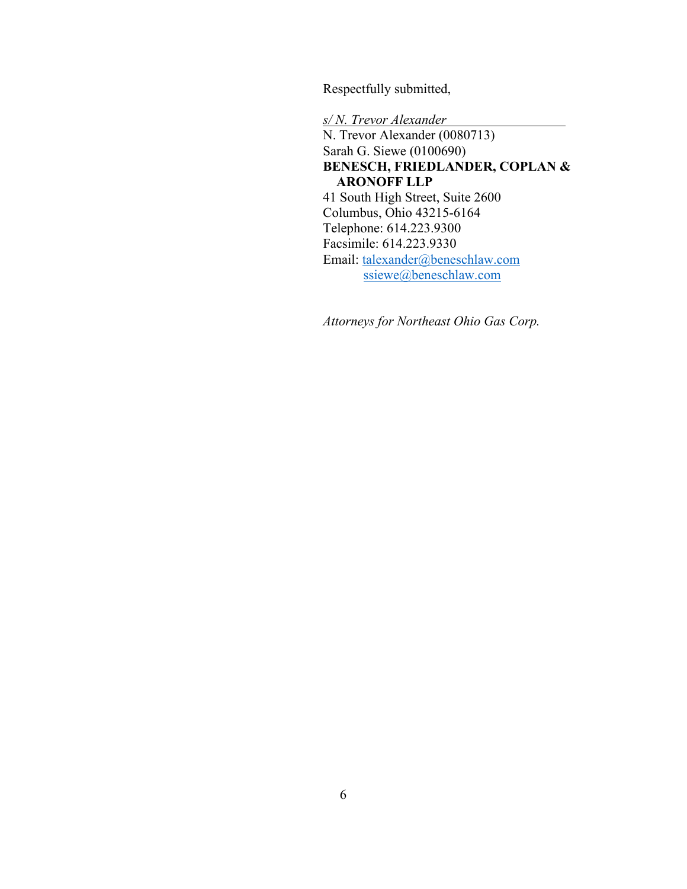Respectfully submitted,

*s/ N. Trevor Alexander*
N. Trevor Alexander (0080713)
Sarah G. Siewe (0100690)
**BENESCH, FRIEDLANDER, COPLAN & ARONOFF LLP**
41 South High Street, Suite 2600
Columbus, Ohio 43215-6164
Telephone: 614.223.9300
Facsimile: 614.223.9330
Email: talexander@beneschlaw.com
ssiewe@beneschlaw.com

*Attorneys for Northeast Ohio Gas Corp.*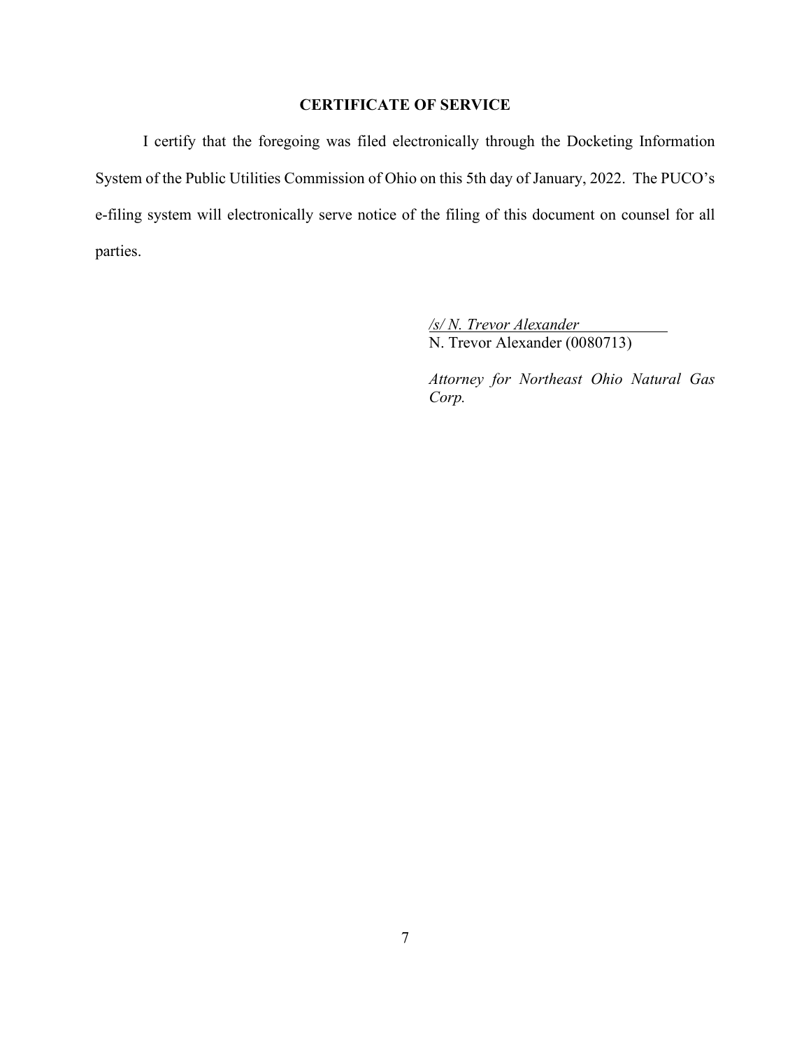## CERTIFICATE OF SERVICE

I certify that the foregoing was filed electronically through the Docketing Information System of the Public Utilities Commission of Ohio on this 5th day of January, 2022. The PUCO's e-filing system will electronically serve notice of the filing of this document on counsel for all parties.

*/s/ N. Trevor Alexander*
N. Trevor Alexander (0080713)

*Attorney for Northeast Ohio Natural Gas Corp.*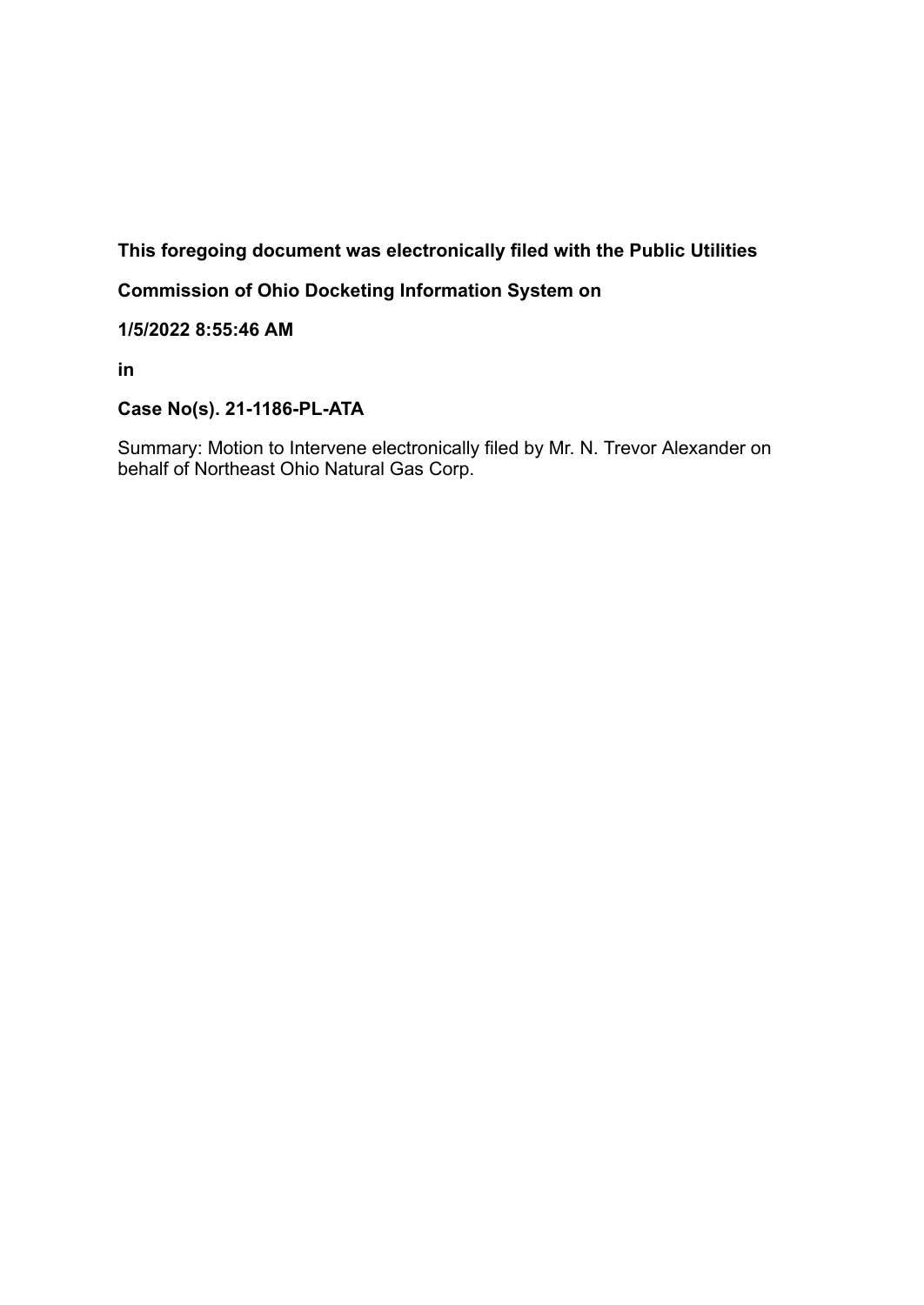**This foregoing document was electronically filed with the Public Utilities**

**Commission of Ohio Docketing Information System on**

**1/5/2022 8:55:46 AM**

**in**

**Case No(s). 21-1186-PL-ATA**

Summary: Motion to Intervene electronically filed by Mr. N. Trevor Alexander on behalf of Northeast Ohio Natural Gas Corp.